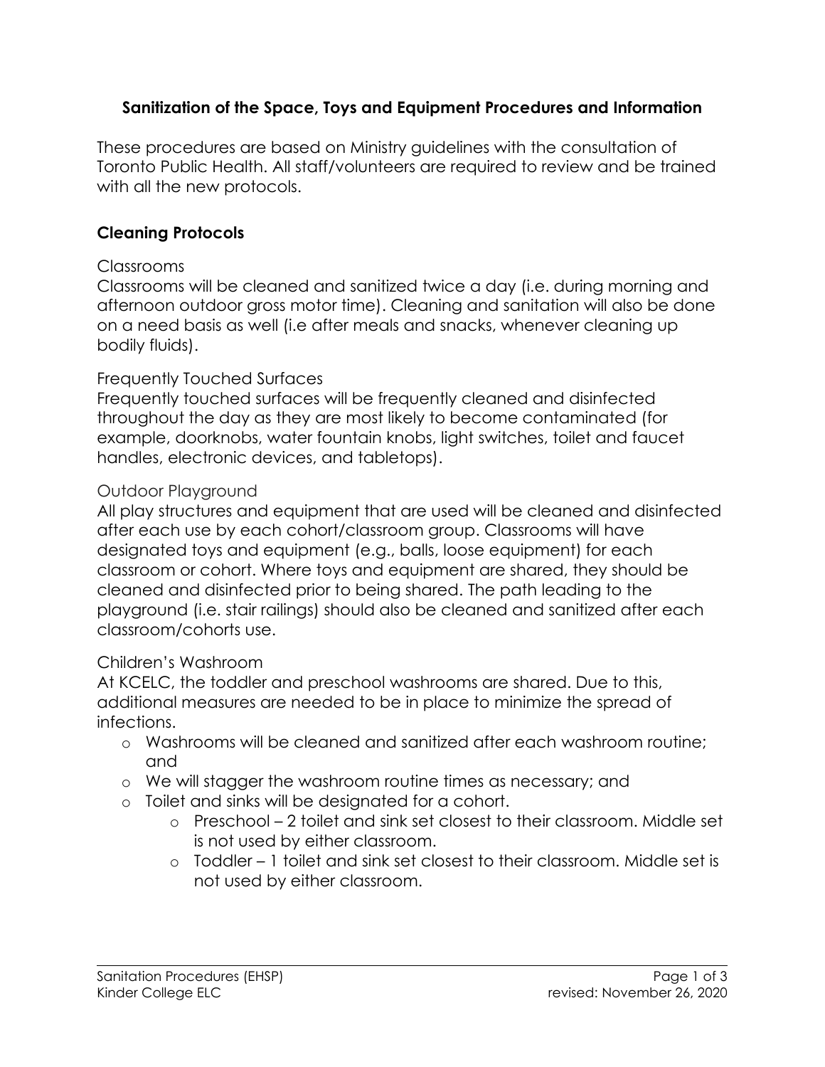### Sanitization of the Space, Toys and Equipment Procedures and Information

These procedures are based on Ministry guidelines with the consultation of Toronto Public Health. All staff/volunteers are required to review and be trained with all the new protocols.

#### Cleaning Protocols

Classrooms

Classrooms will be cleaned and sanitized twice a day (i.e. during morning and afternoon outdoor gross motor time). Cleaning and sanitation will also be done on a need basis as well (i.e after meals and snacks, whenever cleaning up bodily fluids).

Frequently Touched Surfaces

Frequently touched surfaces will be frequently cleaned and disinfected throughout the day as they are most likely to become contaminated (for example, doorknobs, water fountain knobs, light switches, toilet and faucet handles, electronic devices, and tabletops).

Outdoor Playground

All play structures and equipment that are used will be cleaned and disinfected after each use by each cohort/classroom group. Classrooms will have designated toys and equipment (e.g., balls, loose equipment) for each classroom or cohort. Where toys and equipment are shared, they should be cleaned and disinfected prior to being shared. The path leading to the playground (i.e. stair railings) should also be cleaned and sanitized after each classroom/cohorts use.

Children's Washroom

At KCELC, the toddler and preschool washrooms are shared. Due to this, additional measures are needed to be in place to minimize the spread of infections.

- Washrooms will be cleaned and sanitized after each washroom routine; and
- We will stagger the washroom routine times as necessary; and
- Toilet and sinks will be designated for a cohort.
  - Preschool – 2 toilet and sink set closest to their classroom. Middle set is not used by either classroom.
  - Toddler – 1 toilet and sink set closest to their classroom. Middle set is not used by either classroom.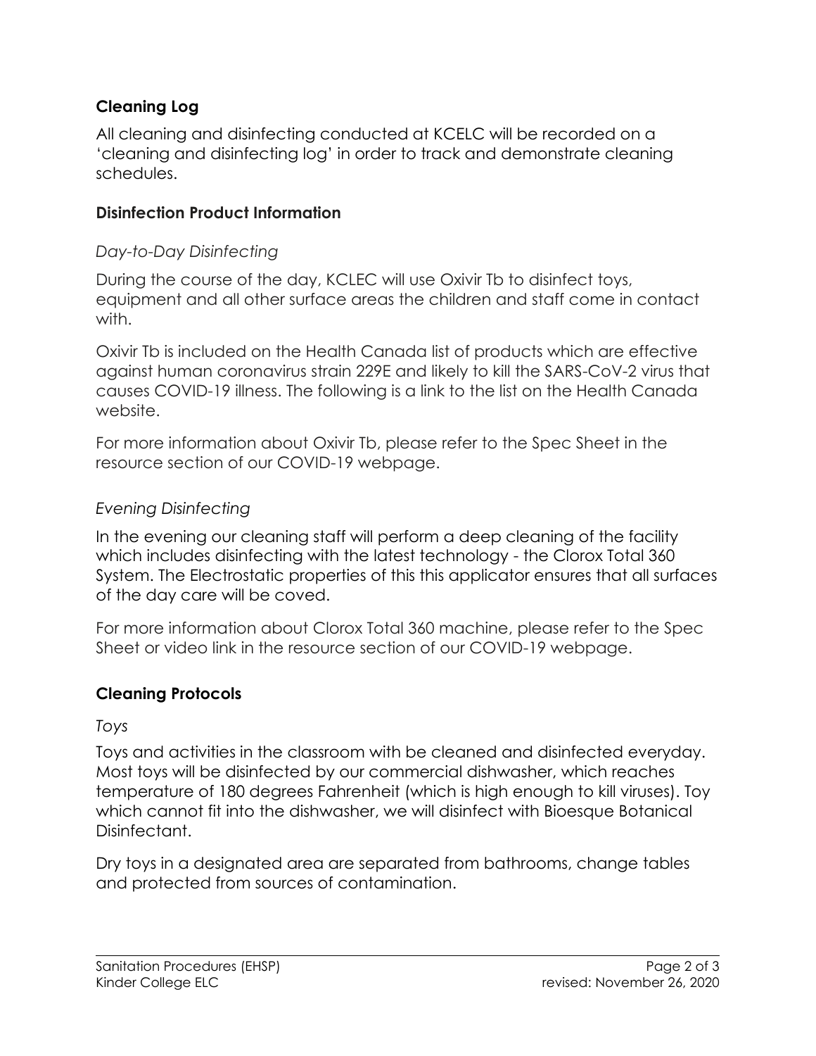## Cleaning Log

All cleaning and disinfecting conducted at KCELC will be recorded on a 'cleaning and disinfecting log' in order to track and demonstrate cleaning schedules.

## Disinfection Product Information

### *Day-to-Day Disinfecting*

During the course of the day, KCLEC will use Oxivir Tb to disinfect toys, equipment and all other surface areas the children and staff come in contact with.

Oxivir Tb is included on the Health Canada list of products which are effective against human coronavirus strain 229E and likely to kill the SARS-CoV-2 virus that causes COVID-19 illness. The following is a link to the list on the Health Canada website.

For more information about Oxivir Tb, please refer to the Spec Sheet in the resource section of our COVID-19 webpage.

### *Evening Disinfecting*

In the evening our cleaning staff will perform a deep cleaning of the facility which includes disinfecting with the latest technology - the Clorox Total 360 System. The Electrostatic properties of this this applicator ensures that all surfaces of the day care will be coved.

For more information about Clorox Total 360 machine, please refer to the Spec Sheet or video link in the resource section of our COVID-19 webpage.

## Cleaning Protocols

### *Toys*

Toys and activities in the classroom with be cleaned and disinfected everyday. Most toys will be disinfected by our commercial dishwasher, which reaches temperature of 180 degrees Fahrenheit (which is high enough to kill viruses). Toy which cannot fit into the dishwasher, we will disinfect with Bioesque Botanical Disinfectant.

Dry toys in a designated area are separated from bathrooms, change tables and protected from sources of contamination.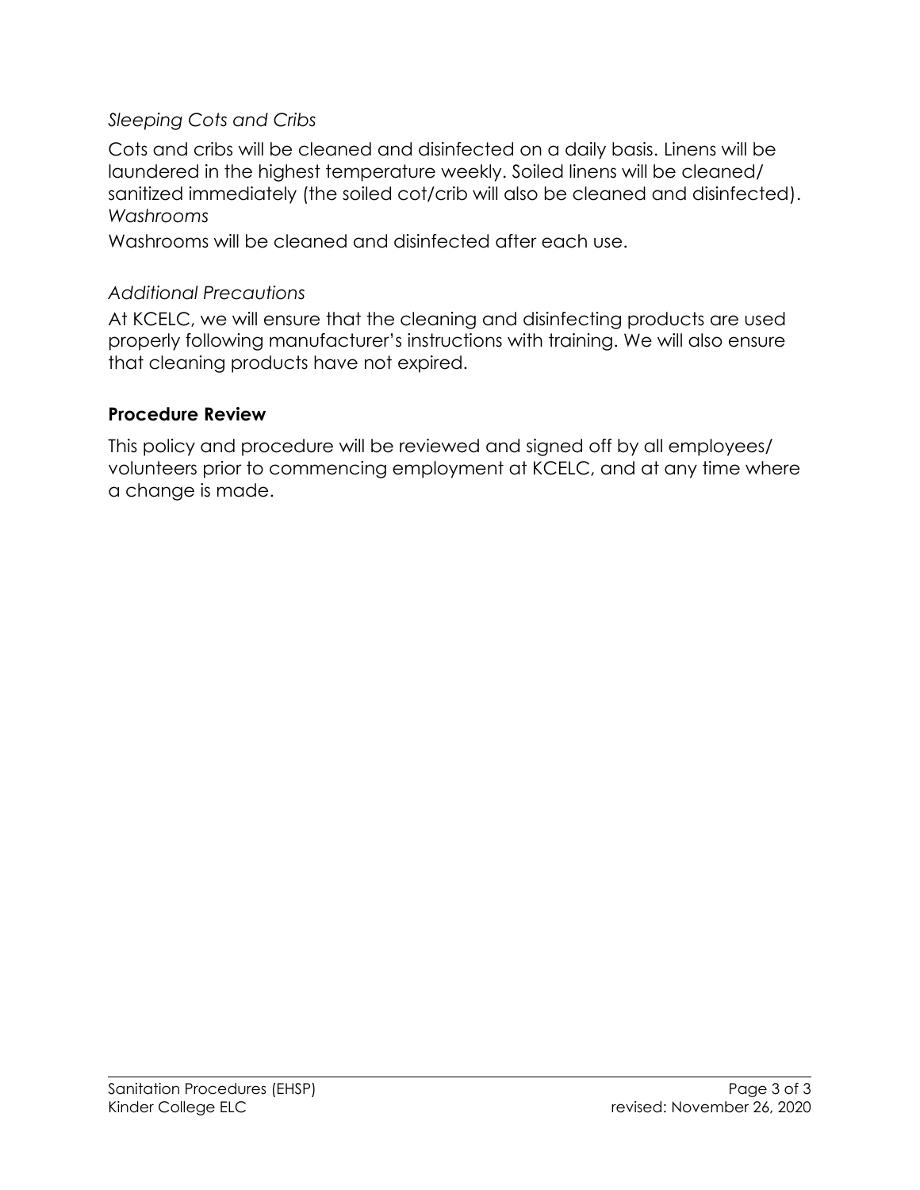*Sleeping Cots and Cribs*

Cots and cribs will be cleaned and disinfected on a daily basis. Linens will be laundered in the highest temperature weekly. Soiled linens will be cleaned/ sanitized immediately (the soiled cot/crib will also be cleaned and disinfected).

*Washrooms*

Washrooms will be cleaned and disinfected after each use.

*Additional Precautions*

At KCELC, we will ensure that the cleaning and disinfecting products are used properly following manufacturer's instructions with training. We will also ensure that cleaning products have not expired.

**Procedure Review**

This policy and procedure will be reviewed and signed off by all employees/ volunteers prior to commencing employment at KCELC, and at any time where a change is made.